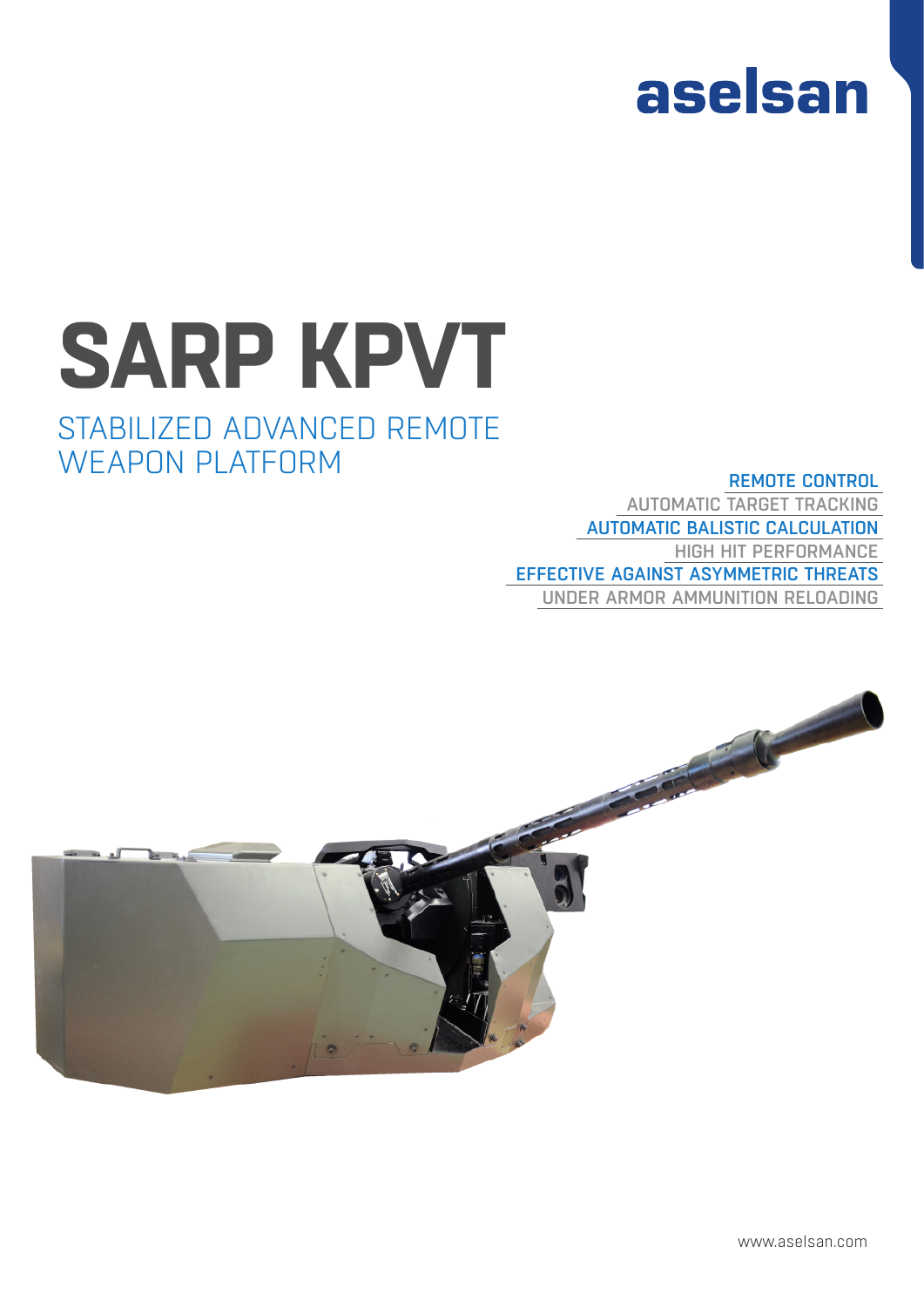aselsan

# SARP KPVT

## STABILIZED ADVANCED REMOTE WEAPON PLATFORM

- REMOTE CONTROL
- AUTOMATIC TARGET TRACKING
- AUTOMATIC BALISTIC CALCULATION
- HIGH HIT PERFORMANCE
- EFFECTIVE AGAINST ASYMMETRIC THREATS
- UNDER ARMOR AMMUNITION RELOADING

www.aselsan.com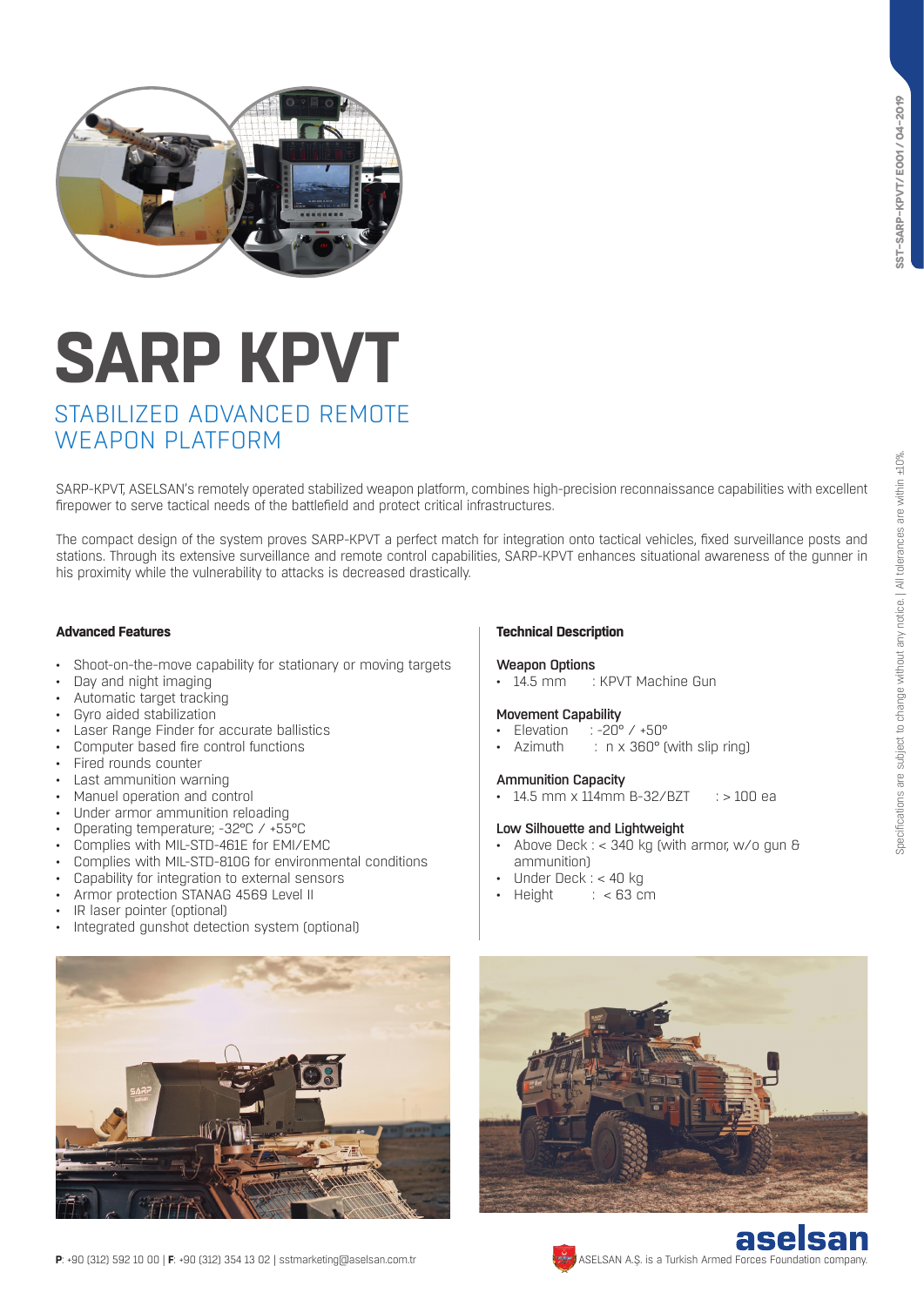# SARP KPVT

## STABILIZED ADVANCED REMOTE WEAPON PLATFORM

SARP-KPVT, ASELSAN's remotely operated stabilized weapon platform, combines high-precision reconnaissance capabilities with excellent firepower to serve tactical needs of the battlefield and protect critical infrastructures.

The compact design of the system proves SARP-KPVT a perfect match for integration onto tactical vehicles, fixed surveillance posts and stations. Through its extensive surveillance and remote control capabilities, SARP-KPVT enhances situational awareness of the gunner in his proximity while the vulnerability to attacks is decreased drastically.

### Advanced Features

- Shoot-on-the-move capability for stationary or moving targets
- Day and night imaging
- Automatic target tracking
- Gyro aided stabilization
- Laser Range Finder for accurate ballistics
- Computer based fire control functions
- Fired rounds counter
- Last ammunition warning
- Manuel operation and control
- Under armor ammunition reloading
- Operating temperature; -32°C / +55°C
- Complies with MIL-STD-461E for EMI/EMC
- Complies with MIL-STD-810G for environmental conditions
- Capability for integration to external sensors
- Armor protection STANAG 4569 Level II
- IR laser pointer (optional)
- Integrated gunshot detection system (optional)

### Technical Description

**Weapon Options**

- 14.5 mm : KPVT Machine Gun

**Movement Capability**

- Elevation : -20° / +50°
- Azimuth : n x 360° (with slip ring)

**Ammunition Capacity**

- 14.5 mm x 114mm B-32/BZT : > 100 ea

**Low Silhouette and Lightweight**

- Above Deck : < 340 kg (with armor, w/o gun & ammunition)
- Under Deck : < 40 kg
- Height : < 63 cm

Specifications are subject to change without any notice. | All tolerances are within ±10%.

SST-SARP-KPVT/E001 / 04-2019

**P**: +90 (312) 592 10 00 | **F**: +90 (312) 354 13 02 | sstmarketing@aselsan.com.tr

aselsan

ASELSAN A.Ş. is a Turkish Armed Forces Foundation company.